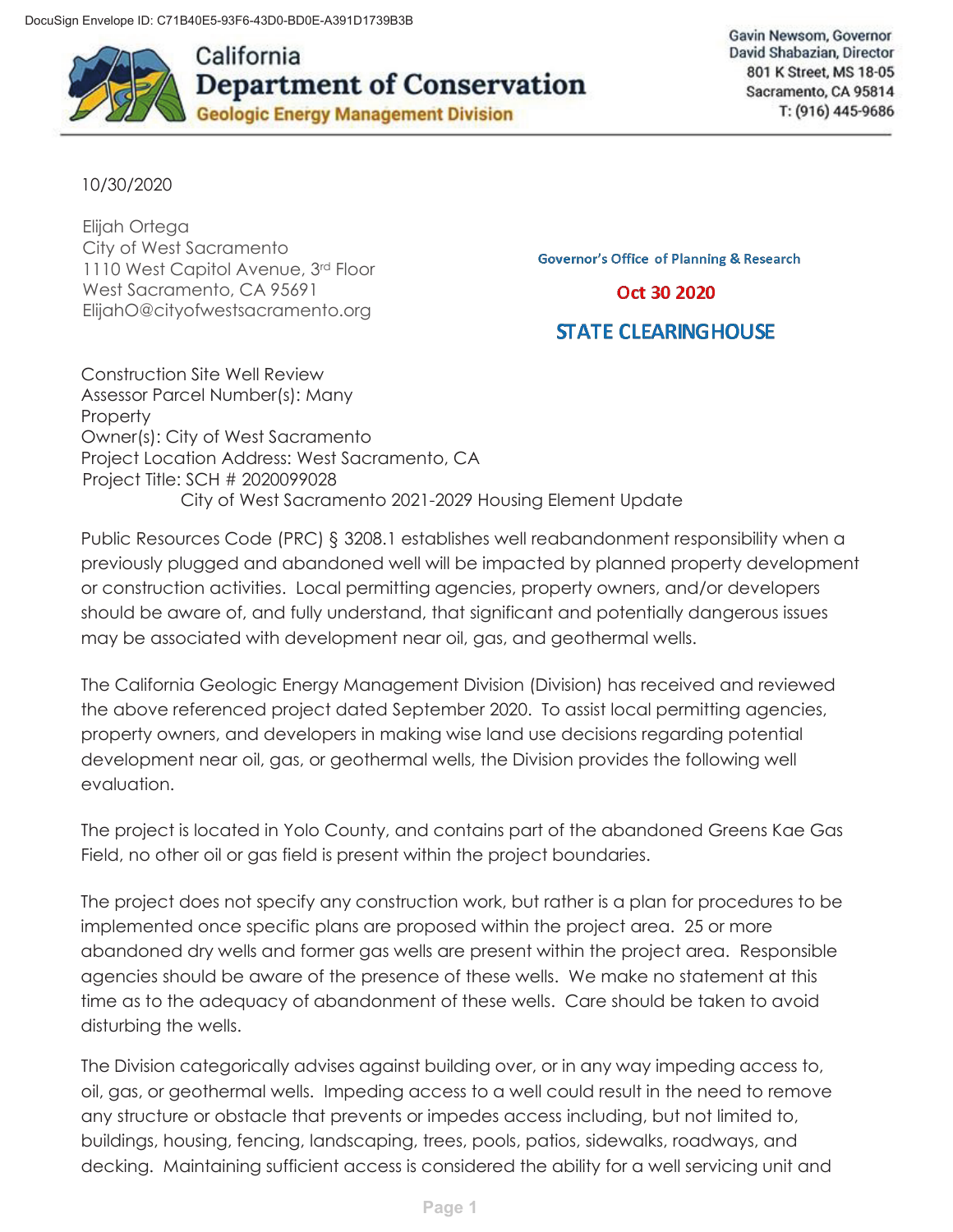DocuSign Envelope ID: C71B40E5-93F6-43D0-BD0E-A391D1739B3B

# California Department of Conservation
## Geologic Energy Management Division

Gavin Newsom, Governor
David Shabazian, Director
801 K Street, MS 18-05
Sacramento, CA 95814
T: (916) 445-9686

10/30/2020

Elijah Ortega
City of West Sacramento
1110 West Capitol Avenue, 3rd Floor
West Sacramento, CA 95691
ElijahO@cityofwestsacramento.org

Governor's Office of Planning & Research
Oct 30 2020
STATE CLEARINGHOUSE

Construction Site Well Review
Assessor Parcel Number(s): Many
Property
Owner(s): City of West Sacramento
Project Location Address: West Sacramento, CA
Project Title: SCH # 2020099028
City of West Sacramento 2021-2029 Housing Element Update

Public Resources Code (PRC) § 3208.1 establishes well reabandonment responsibility when a previously plugged and abandoned well will be impacted by planned property development or construction activities. Local permitting agencies, property owners, and/or developers should be aware of, and fully understand, that significant and potentially dangerous issues may be associated with development near oil, gas, and geothermal wells.

The California Geologic Energy Management Division (Division) has received and reviewed the above referenced project dated September 2020. To assist local permitting agencies, property owners, and developers in making wise land use decisions regarding potential development near oil, gas, or geothermal wells, the Division provides the following well evaluation.

The project is located in Yolo County, and contains part of the abandoned Greens Kae Gas Field, no other oil or gas field is present within the project boundaries.

The project does not specify any construction work, but rather is a plan for procedures to be implemented once specific plans are proposed within the project area. 25 or more abandoned dry wells and former gas wells are present within the project area. Responsible agencies should be aware of the presence of these wells. We make no statement at this time as to the adequacy of abandonment of these wells. Care should be taken to avoid disturbing the wells.

The Division categorically advises against building over, or in any way impeding access to, oil, gas, or geothermal wells. Impeding access to a well could result in the need to remove any structure or obstacle that prevents or impedes access including, but not limited to, buildings, housing, fencing, landscaping, trees, pools, patios, sidewalks, roadways, and decking. Maintaining sufficient access is considered the ability for a well servicing unit and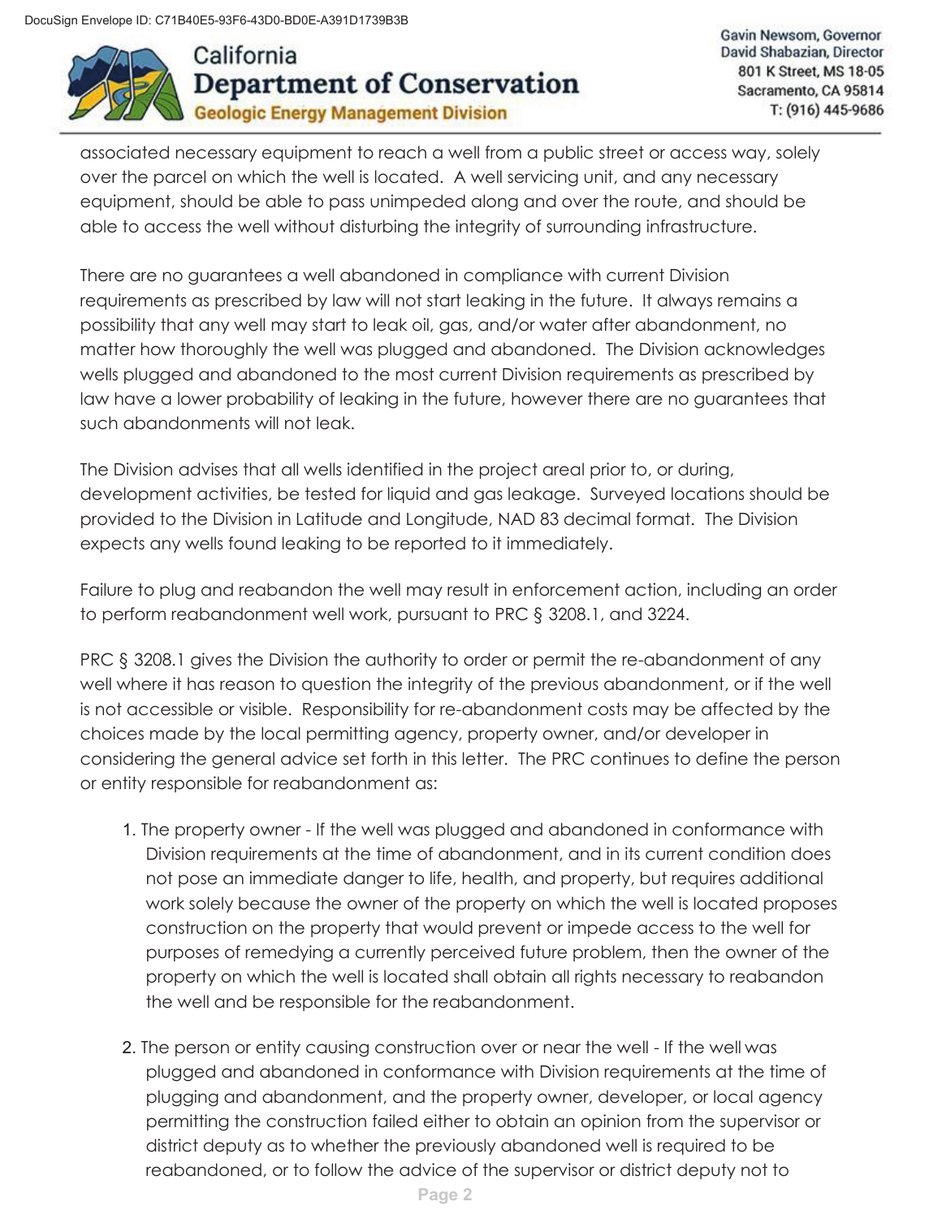associated necessary equipment to reach a well from a public street or access way, solely over the parcel on which the well is located. A well servicing unit, and any necessary equipment, should be able to pass unimpeded along and over the route, and should be able to access the well without disturbing the integrity of surrounding infrastructure.

There are no guarantees a well abandoned in compliance with current Division requirements as prescribed by law will not start leaking in the future. It always remains a possibility that any well may start to leak oil, gas, and/or water after abandonment, no matter how thoroughly the well was plugged and abandoned. The Division acknowledges wells plugged and abandoned to the most current Division requirements as prescribed by law have a lower probability of leaking in the future, however there are no guarantees that such abandonments will not leak.

The Division advises that all wells identified in the project areal prior to, or during, development activities, be tested for liquid and gas leakage. Surveyed locations should be provided to the Division in Latitude and Longitude, NAD 83 decimal format. The Division expects any wells found leaking to be reported to it immediately.

Failure to plug and reabandon the well may result in enforcement action, including an order to perform reabandonment well work, pursuant to PRC § 3208.1, and 3224.

PRC § 3208.1 gives the Division the authority to order or permit the re-abandonment of any well where it has reason to question the integrity of the previous abandonment, or if the well is not accessible or visible. Responsibility for re-abandonment costs may be affected by the choices made by the local permitting agency, property owner, and/or developer in considering the general advice set forth in this letter. The PRC continues to define the person or entity responsible for reabandonment as:

1. The property owner - If the well was plugged and abandoned in conformance with Division requirements at the time of abandonment, and in its current condition does not pose an immediate danger to life, health, and property, but requires additional work solely because the owner of the property on which the well is located proposes construction on the property that would prevent or impede access to the well for purposes of remedying a currently perceived future problem, then the owner of the property on which the well is located shall obtain all rights necessary to reabandon the well and be responsible for the reabandonment.

2. The person or entity causing construction over or near the well - If the well was plugged and abandoned in conformance with Division requirements at the time of plugging and abandonment, and the property owner, developer, or local agency permitting the construction failed either to obtain an opinion from the supervisor or district deputy as to whether the previously abandoned well is required to be reabandoned, or to follow the advice of the supervisor or district deputy not to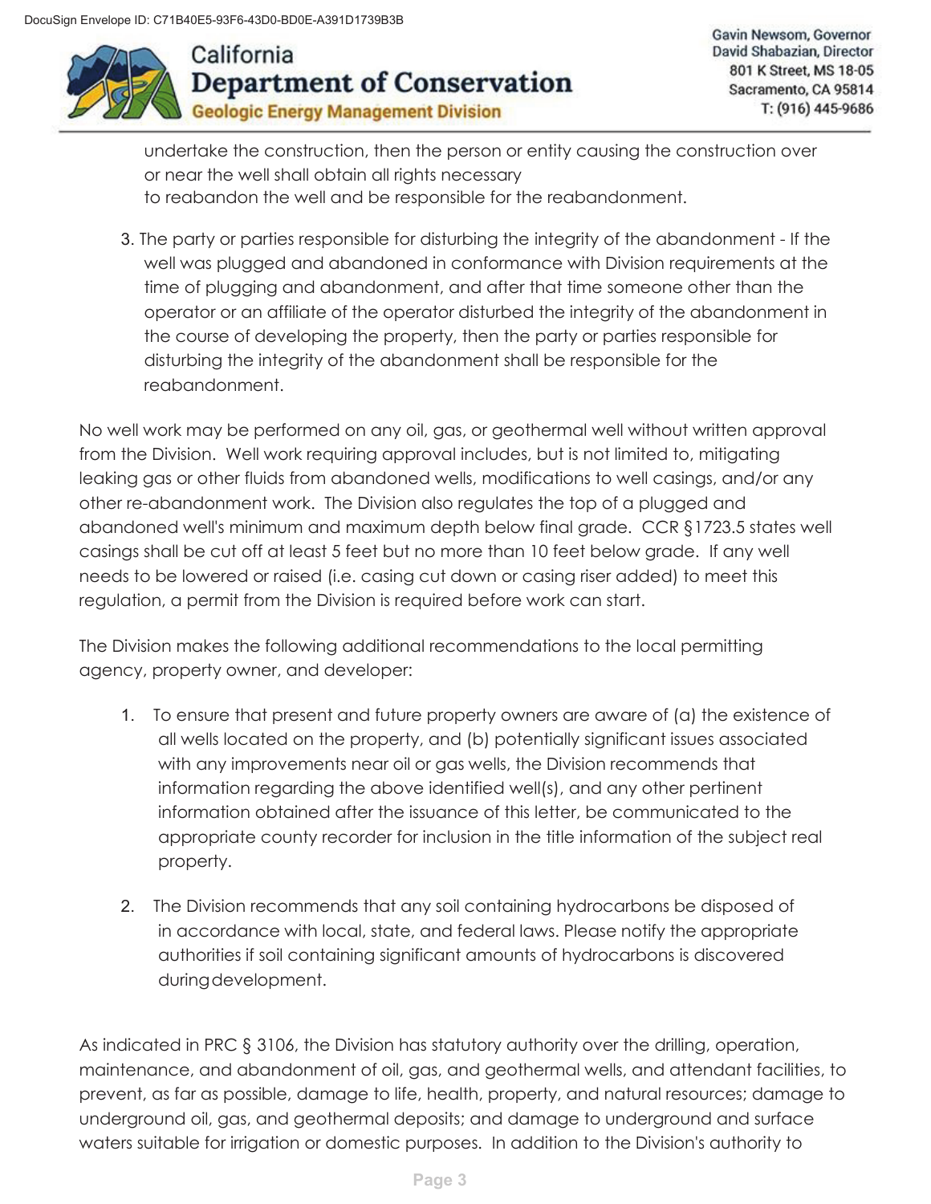undertake the construction, then the person or entity causing the construction over or near the well shall obtain all rights necessary to reabandon the well and be responsible for the reabandonment.

3. The party or parties responsible for disturbing the integrity of the abandonment - If the well was plugged and abandoned in conformance with Division requirements at the time of plugging and abandonment, and after that time someone other than the operator or an affiliate of the operator disturbed the integrity of the abandonment in the course of developing the property, then the party or parties responsible for disturbing the integrity of the abandonment shall be responsible for the reabandonment.

No well work may be performed on any oil, gas, or geothermal well without written approval from the Division. Well work requiring approval includes, but is not limited to, mitigating leaking gas or other fluids from abandoned wells, modifications to well casings, and/or any other re-abandonment work. The Division also regulates the top of a plugged and abandoned well's minimum and maximum depth below final grade. CCR §1723.5 states well casings shall be cut off at least 5 feet but no more than 10 feet below grade. If any well needs to be lowered or raised (i.e. casing cut down or casing riser added) to meet this regulation, a permit from the Division is required before work can start.

The Division makes the following additional recommendations to the local permitting agency, property owner, and developer:

1. To ensure that present and future property owners are aware of (a) the existence of all wells located on the property, and (b) potentially significant issues associated with any improvements near oil or gas wells, the Division recommends that information regarding the above identified well(s), and any other pertinent information obtained after the issuance of this letter, be communicated to the appropriate county recorder for inclusion in the title information of the subject real property.

2. The Division recommends that any soil containing hydrocarbons be disposed of in accordance with local, state, and federal laws. Please notify the appropriate authorities if soil containing significant amounts of hydrocarbons is discovered during development.

As indicated in PRC § 3106, the Division has statutory authority over the drilling, operation, maintenance, and abandonment of oil, gas, and geothermal wells, and attendant facilities, to prevent, as far as possible, damage to life, health, property, and natural resources; damage to underground oil, gas, and geothermal deposits; and damage to underground and surface waters suitable for irrigation or domestic purposes. In addition to the Division's authority to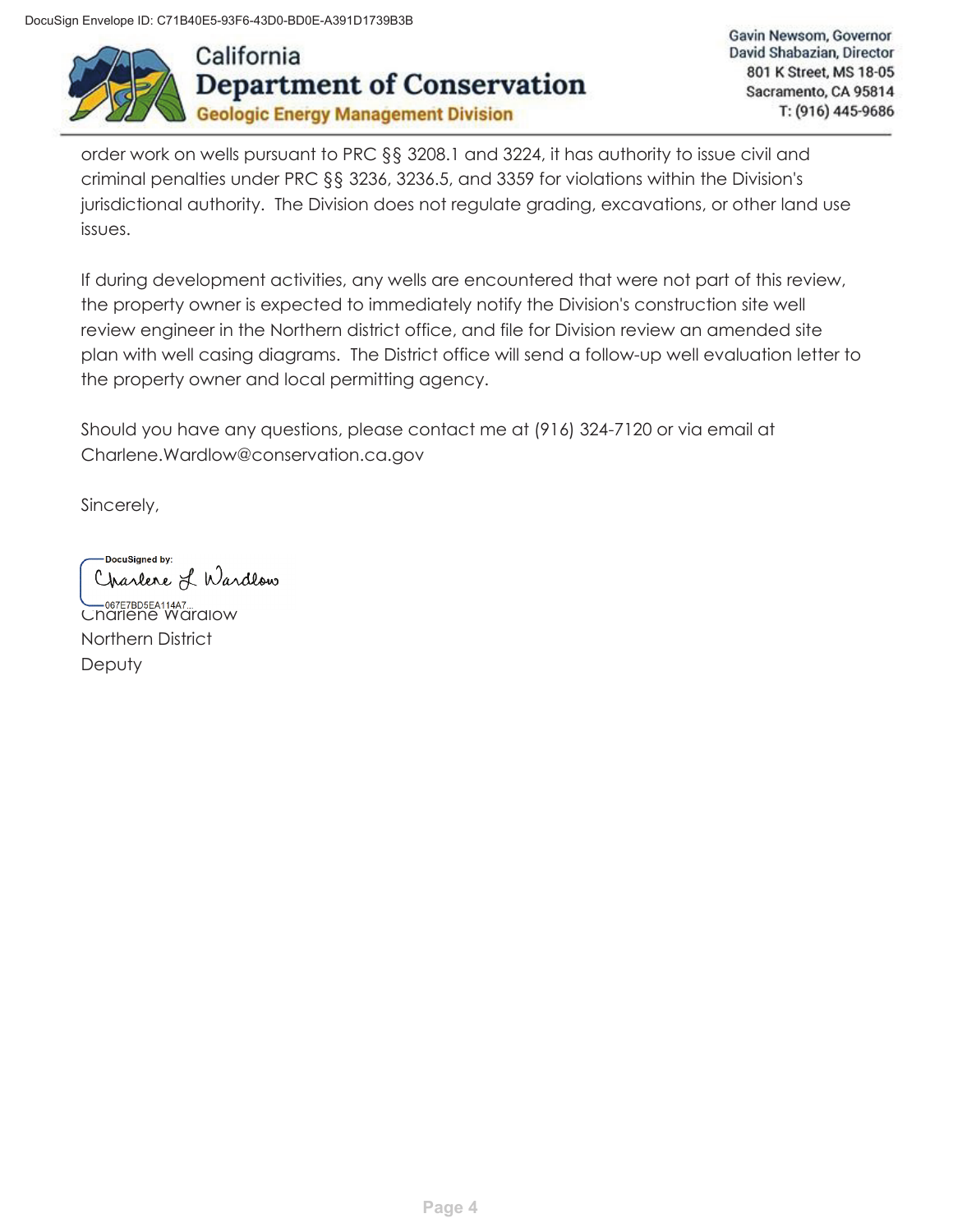order work on wells pursuant to PRC §§ 3208.1 and 3224, it has authority to issue civil and criminal penalties under PRC §§ 3236, 3236.5, and 3359 for violations within the Division's jurisdictional authority. The Division does not regulate grading, excavations, or other land use issues.

If during development activities, any wells are encountered that were not part of this review, the property owner is expected to immediately notify the Division's construction site well review engineer in the Northern district office, and file for Division review an amended site plan with well casing diagrams. The District office will send a follow-up well evaluation letter to the property owner and local permitting agency.

Should you have any questions, please contact me at (916) 324-7120 or via email at Charlene.Wardlow@conservation.ca.gov

Sincerely,

DocuSigned by:
Charlene L Wardlow
067E7BD5EA114A7...

Charlene Wardlow
Northern District
Deputy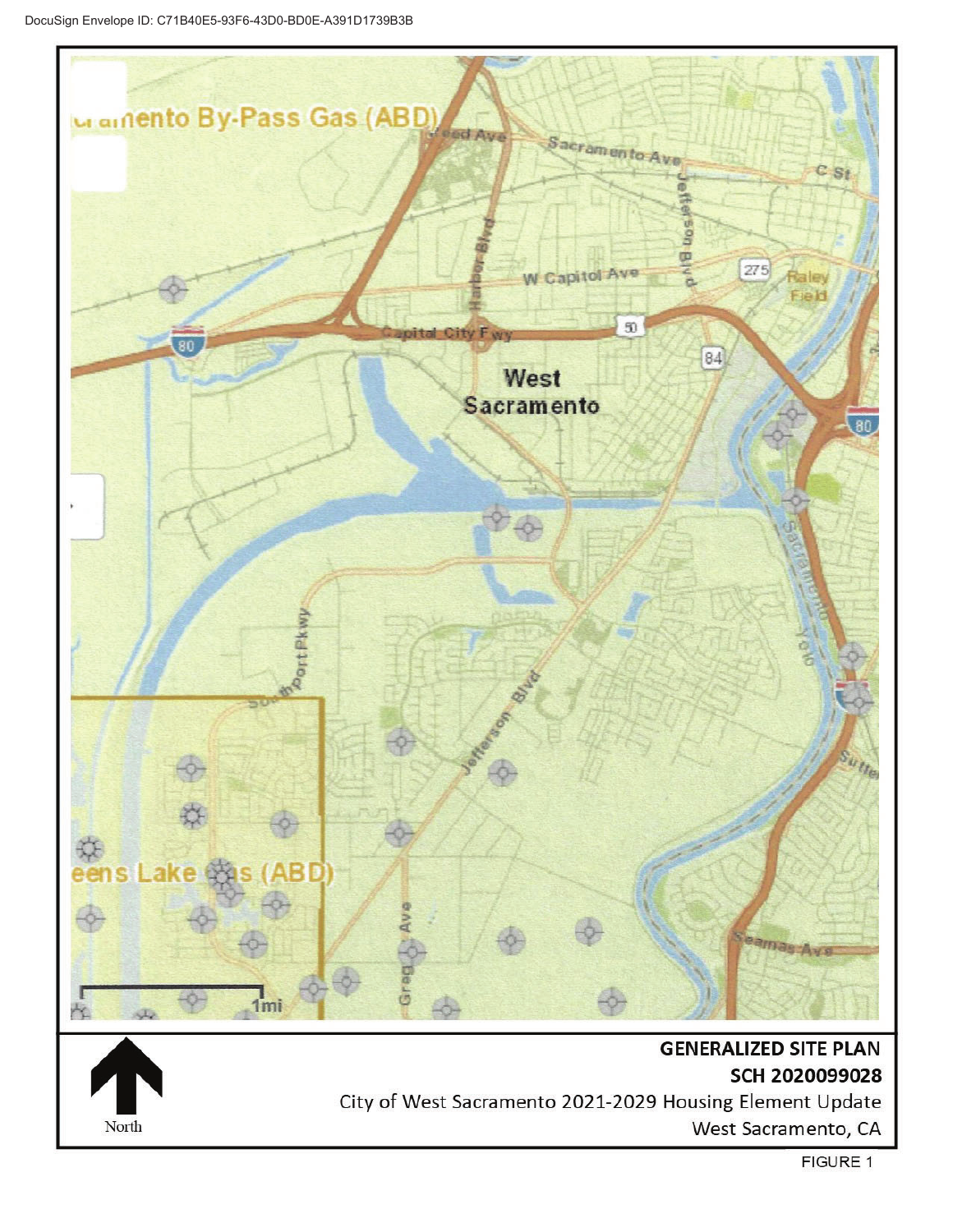GENERALIZED SITE PLAN

SCH 2020099028

City of West Sacramento 2021-2029 Housing Element Update

West Sacramento, CA

FIGURE 1